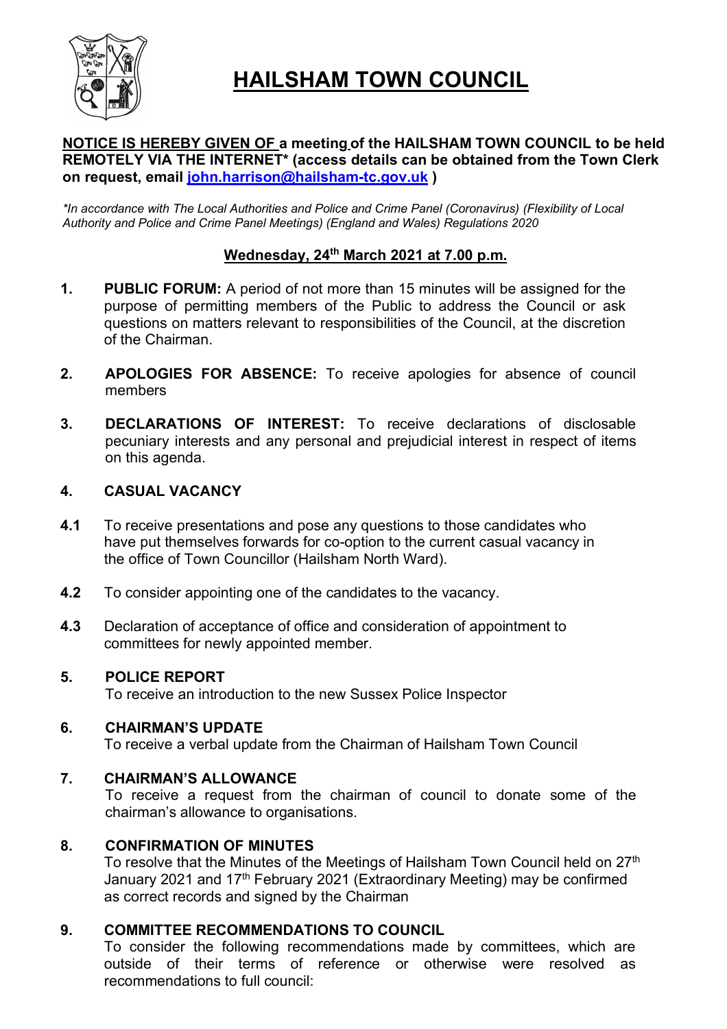# HAILSHAM TOWN COUNCIL

**NOTICE IS HEREBY GIVEN OF a meeting of the HAILSHAM TOWN COUNCIL to be held REMOTELY VIA THE INTERNET\* (access details can be obtained from the Town Clerk on request, email john.harrison@hailsham-tc.gov.uk )**

*\*In accordance with The Local Authorities and Police and Crime Panel (Coronavirus) (Flexibility of Local Authority and Police and Crime Panel Meetings) (England and Wales) Regulations 2020*

**Wednesday, 24th March 2021 at 7.00 p.m.**

**1. PUBLIC FORUM:** A period of not more than 15 minutes will be assigned for the purpose of permitting members of the Public to address the Council or ask questions on matters relevant to responsibilities of the Council, at the discretion of the Chairman.

**2. APOLOGIES FOR ABSENCE:** To receive apologies for absence of council members

**3. DECLARATIONS OF INTEREST:** To receive declarations of disclosable pecuniary interests and any personal and prejudicial interest in respect of items on this agenda.

**4. CASUAL VACANCY**

**4.1** To receive presentations and pose any questions to those candidates who have put themselves forwards for co-option to the current casual vacancy in the office of Town Councillor (Hailsham North Ward).

**4.2** To consider appointing one of the candidates to the vacancy.

**4.3** Declaration of acceptance of office and consideration of appointment to committees for newly appointed member.

**5. POLICE REPORT**
To receive an introduction to the new Sussex Police Inspector

**6. CHAIRMAN'S UPDATE**
To receive a verbal update from the Chairman of Hailsham Town Council

**7. CHAIRMAN'S ALLOWANCE**
To receive a request from the chairman of council to donate some of the chairman's allowance to organisations.

**8. CONFIRMATION OF MINUTES**
To resolve that the Minutes of the Meetings of Hailsham Town Council held on 27th January 2021 and 17th February 2021 (Extraordinary Meeting) may be confirmed as correct records and signed by the Chairman

**9. COMMITTEE RECOMMENDATIONS TO COUNCIL**
To consider the following recommendations made by committees, which are outside of their terms of reference or otherwise were resolved as recommendations to full council: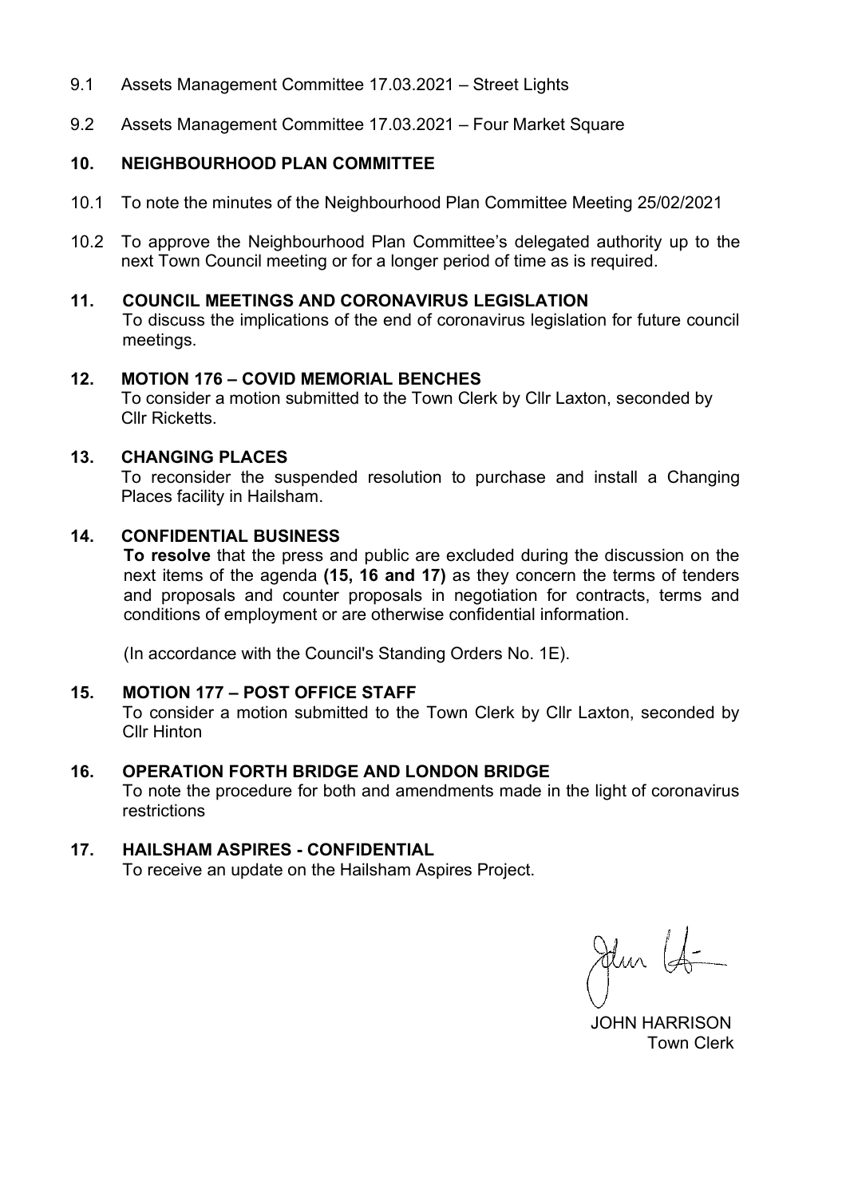9.1 Assets Management Committee 17.03.2021 – Street Lights

9.2 Assets Management Committee 17.03.2021 – Four Market Square

## 10. NEIGHBOURHOOD PLAN COMMITTEE

10.1 To note the minutes of the Neighbourhood Plan Committee Meeting 25/02/2021

10.2 To approve the Neighbourhood Plan Committee's delegated authority up to the next Town Council meeting or for a longer period of time as is required.

## 11. COUNCIL MEETINGS AND CORONAVIRUS LEGISLATION

To discuss the implications of the end of coronavirus legislation for future council meetings.

## 12. MOTION 176 – COVID MEMORIAL BENCHES

To consider a motion submitted to the Town Clerk by Cllr Laxton, seconded by Cllr Ricketts.

## 13. CHANGING PLACES

To reconsider the suspended resolution to purchase and install a Changing Places facility in Hailsham.

## 14. CONFIDENTIAL BUSINESS

**To resolve** that the press and public are excluded during the discussion on the next items of the agenda **(15, 16 and 17)** as they concern the terms of tenders and proposals and counter proposals in negotiation for contracts, terms and conditions of employment or are otherwise confidential information.

(In accordance with the Council's Standing Orders No. 1E).

## 15. MOTION 177 – POST OFFICE STAFF

To consider a motion submitted to the Town Clerk by Cllr Laxton, seconded by Cllr Hinton

## 16. OPERATION FORTH BRIDGE AND LONDON BRIDGE

To note the procedure for both and amendments made in the light of coronavirus restrictions

## 17. HAILSHAM ASPIRES - CONFIDENTIAL

To receive an update on the Hailsham Aspires Project.

JOHN HARRISON
Town Clerk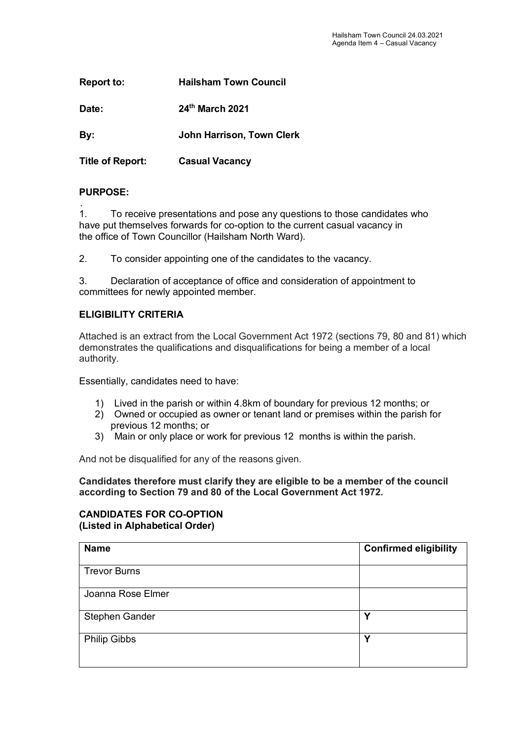| | |
|---|---|
| **Report to:** | **Hailsham Town Council** |
| **Date:** | **24th March 2021** |
| **By:** | **John Harrison, Town Clerk** |
| **Title of Report:** | **Casual Vacancy** |

**PURPOSE:**

.
1. To receive presentations and pose any questions to those candidates who have put themselves forwards for co-option to the current casual vacancy in the office of Town Councillor (Hailsham North Ward).

2. To consider appointing one of the candidates to the vacancy.

3. Declaration of acceptance of office and consideration of appointment to committees for newly appointed member.

**ELIGIBILITY CRITERIA**

Attached is an extract from the Local Government Act 1972 (sections 79, 80 and 81) which demonstrates the qualifications and disqualifications for being a member of a local authority.

Essentially, candidates need to have:

1) Lived in the parish or within 4.8km of boundary for previous 12 months; or
2) Owned or occupied as owner or tenant land or premises within the parish for previous 12 months; or
3) Main or only place or work for previous 12 months is within the parish.

And not be disqualified for any of the reasons given.

**Candidates therefore must clarify they are eligible to be a member of the council according to Section 79 and 80 of the Local Government Act 1972.**

**CANDIDATES FOR CO-OPTION**
**(Listed in Alphabetical Order)**

| Name | Confirmed eligibility |
|---|---|
| Trevor Burns | |
| Joanna Rose Elmer | |
| Stephen Gander | Y |
| Philip Gibbs | Y |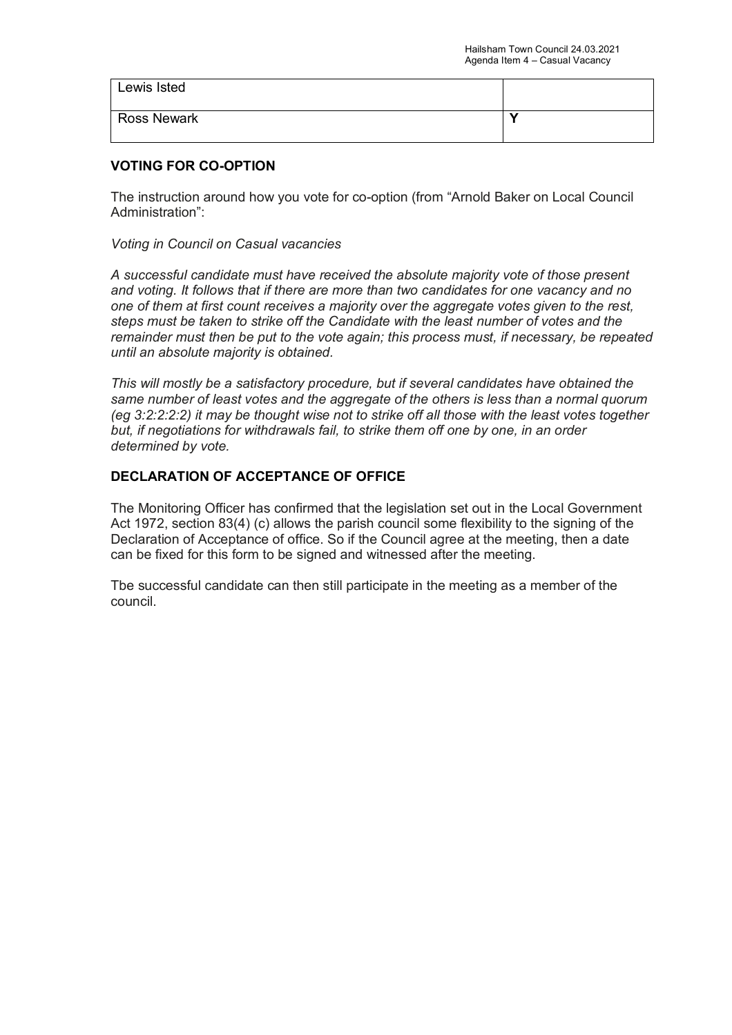| Lewis Isted | |
| --- | --- |
| Ross Newark | Y |

**VOTING FOR CO-OPTION**

The instruction around how you vote for co-option (from "Arnold Baker on Local Council Administration":

*Voting in Council on Casual vacancies*

*A successful candidate must have received the absolute majority vote of those present and voting. It follows that if there are more than two candidates for one vacancy and no one of them at first count receives a majority over the aggregate votes given to the rest, steps must be taken to strike off the Candidate with the least number of votes and the remainder must then be put to the vote again; this process must, if necessary, be repeated until an absolute majority is obtained.*

*This will mostly be a satisfactory procedure, but if several candidates have obtained the same number of least votes and the aggregate of the others is less than a normal quorum (eg 3:2:2:2:2) it may be thought wise not to strike off all those with the least votes together but, if negotiations for withdrawals fail, to strike them off one by one, in an order determined by vote.*

**DECLARATION OF ACCEPTANCE OF OFFICE**

The Monitoring Officer has confirmed that the legislation set out in the Local Government Act 1972, section 83(4) (c) allows the parish council some flexibility to the signing of the Declaration of Acceptance of office. So if the Council agree at the meeting, then a date can be fixed for this form to be signed and witnessed after the meeting.

Tbe successful candidate can then still participate in the meeting as a member of the council.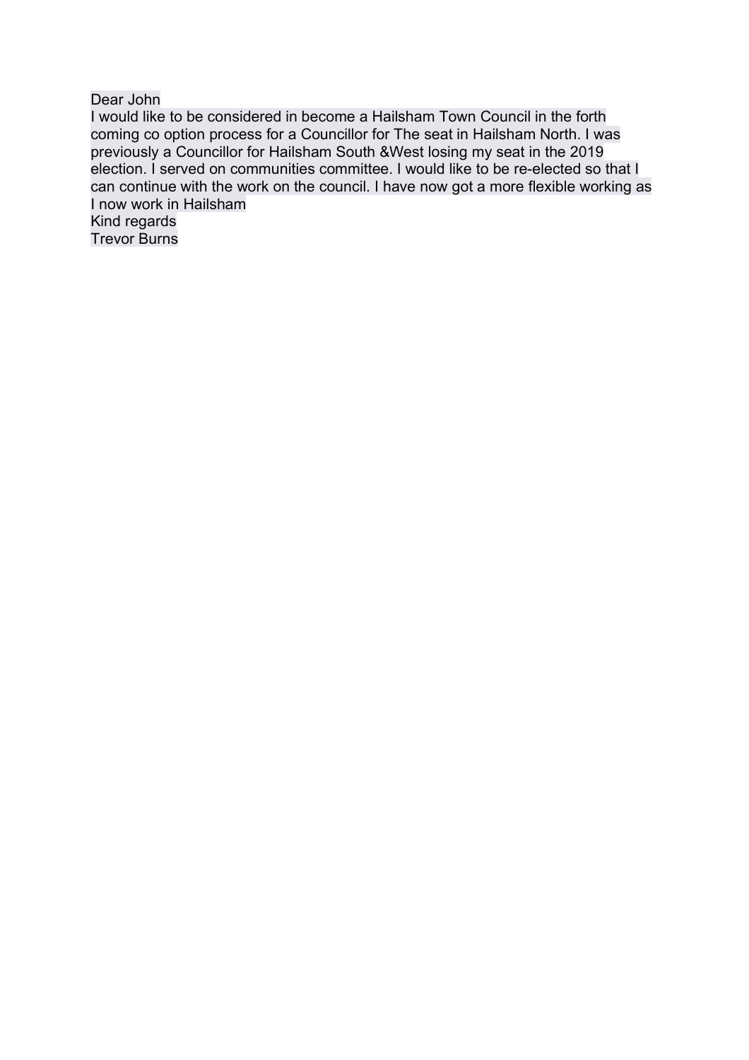Dear John

I would like to be considered in become a Hailsham Town Council in the forth coming co option process for a Councillor for The seat in Hailsham North. I was previously a Councillor for Hailsham South &West losing my seat in the 2019 election. I served on communities committee. I would like to be re-elected so that I can continue with the work on the council. I have now got a more flexible working as I now work in Hailsham

Kind regards

Trevor Burns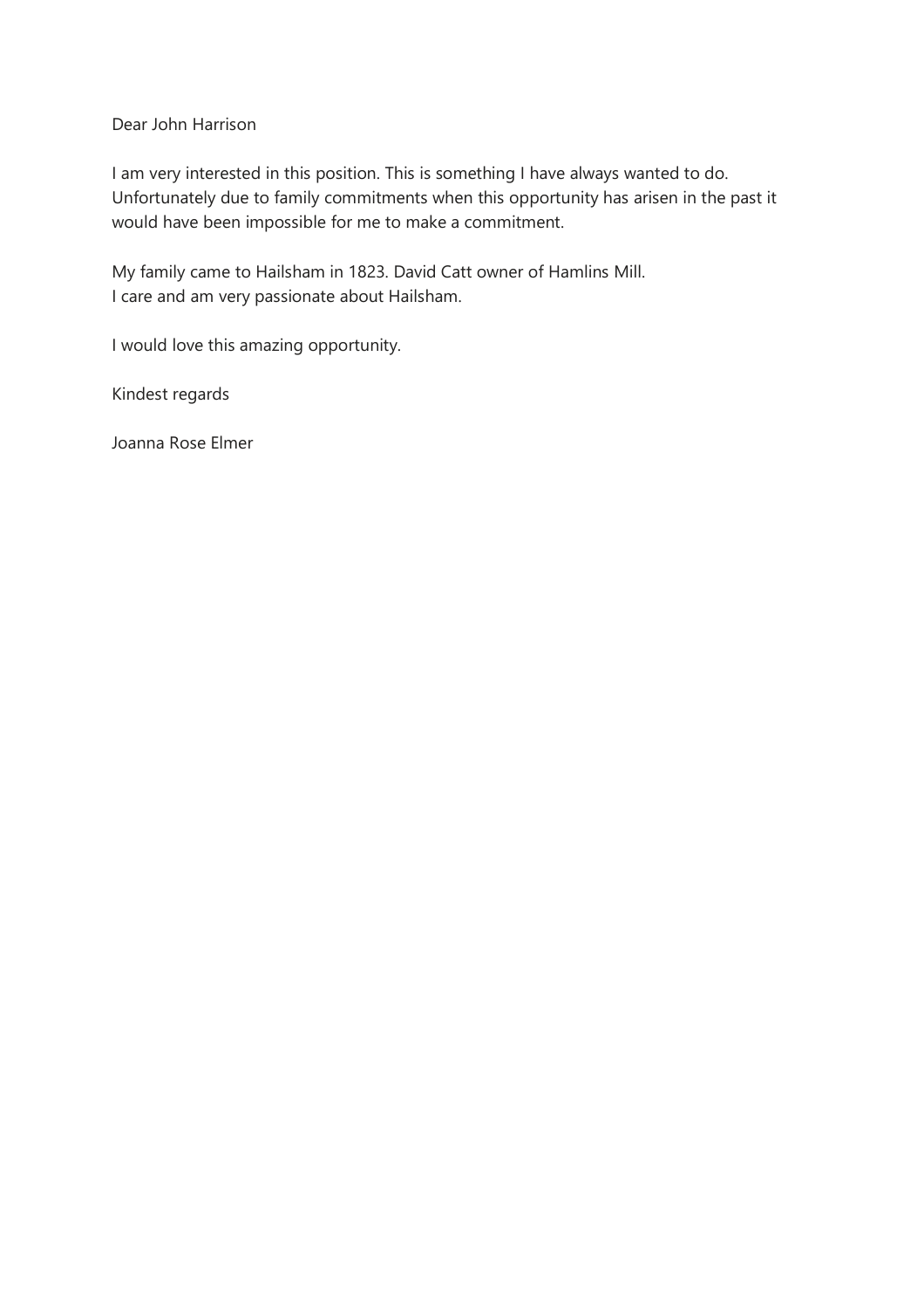Dear John Harrison

I am very interested in this position. This is something I have always wanted to do. Unfortunately due to family commitments when this opportunity has arisen in the past it would have been impossible for me to make a commitment.

My family came to Hailsham in 1823. David Catt owner of Hamlins Mill.
I care and am very passionate about Hailsham.

I would love this amazing opportunity.

Kindest regards

Joanna Rose Elmer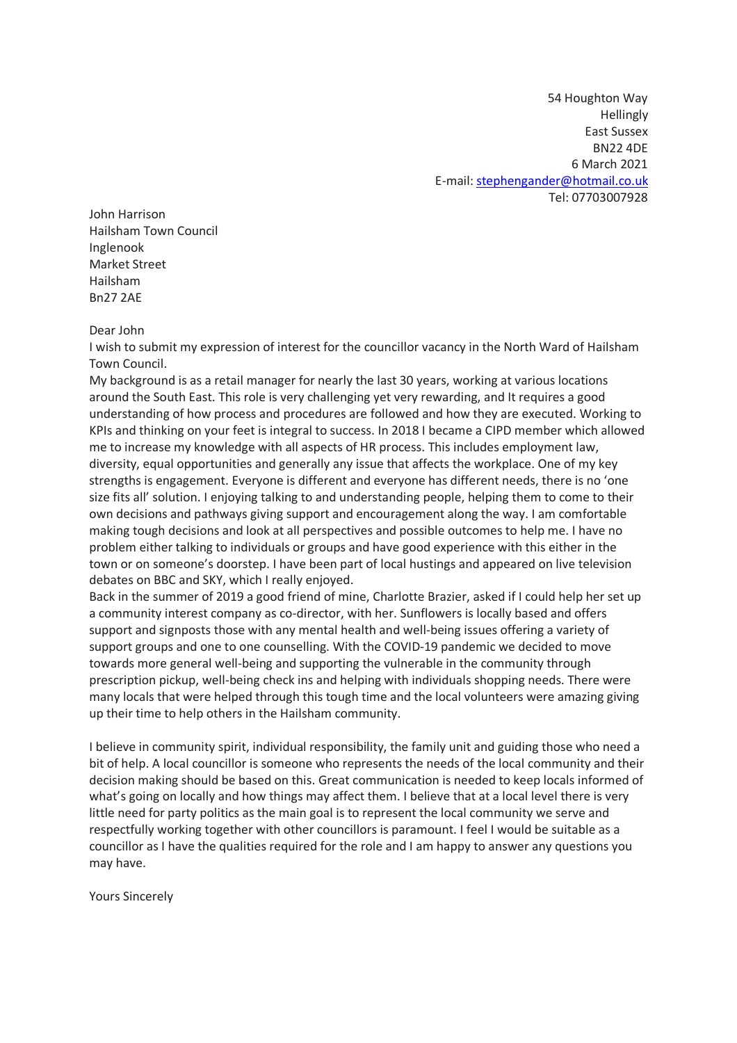54 Houghton Way
Hellingly
East Sussex
BN22 4DE
6 March 2021
E-mail: stephengander@hotmail.co.uk
Tel: 07703007928

John Harrison
Hailsham Town Council
Inglenook
Market Street
Hailsham
Bn27 2AE

Dear John

I wish to submit my expression of interest for the councillor vacancy in the North Ward of Hailsham Town Council.

My background is as a retail manager for nearly the last 30 years, working at various locations around the South East. This role is very challenging yet very rewarding, and It requires a good understanding of how process and procedures are followed and how they are executed. Working to KPIs and thinking on your feet is integral to success. In 2018 I became a CIPD member which allowed me to increase my knowledge with all aspects of HR process. This includes employment law, diversity, equal opportunities and generally any issue that affects the workplace. One of my key strengths is engagement. Everyone is different and everyone has different needs, there is no 'one size fits all' solution. I enjoying talking to and understanding people, helping them to come to their own decisions and pathways giving support and encouragement along the way. I am comfortable making tough decisions and look at all perspectives and possible outcomes to help me. I have no problem either talking to individuals or groups and have good experience with this either in the town or on someone's doorstep. I have been part of local hustings and appeared on live television debates on BBC and SKY, which I really enjoyed.

Back in the summer of 2019 a good friend of mine, Charlotte Brazier, asked if I could help her set up a community interest company as co-director, with her. Sunflowers is locally based and offers support and signposts those with any mental health and well-being issues offering a variety of support groups and one to one counselling. With the COVID-19 pandemic we decided to move towards more general well-being and supporting the vulnerable in the community through prescription pickup, well-being check ins and helping with individuals shopping needs. There were many locals that were helped through this tough time and the local volunteers were amazing giving up their time to help others in the Hailsham community.

I believe in community spirit, individual responsibility, the family unit and guiding those who need a bit of help. A local councillor is someone who represents the needs of the local community and their decision making should be based on this. Great communication is needed to keep locals informed of what's going on locally and how things may affect them. I believe that at a local level there is very little need for party politics as the main goal is to represent the local community we serve and respectfully working together with other councillors is paramount. I feel I would be suitable as a councillor as I have the qualities required for the role and I am happy to answer any questions you may have.

Yours Sincerely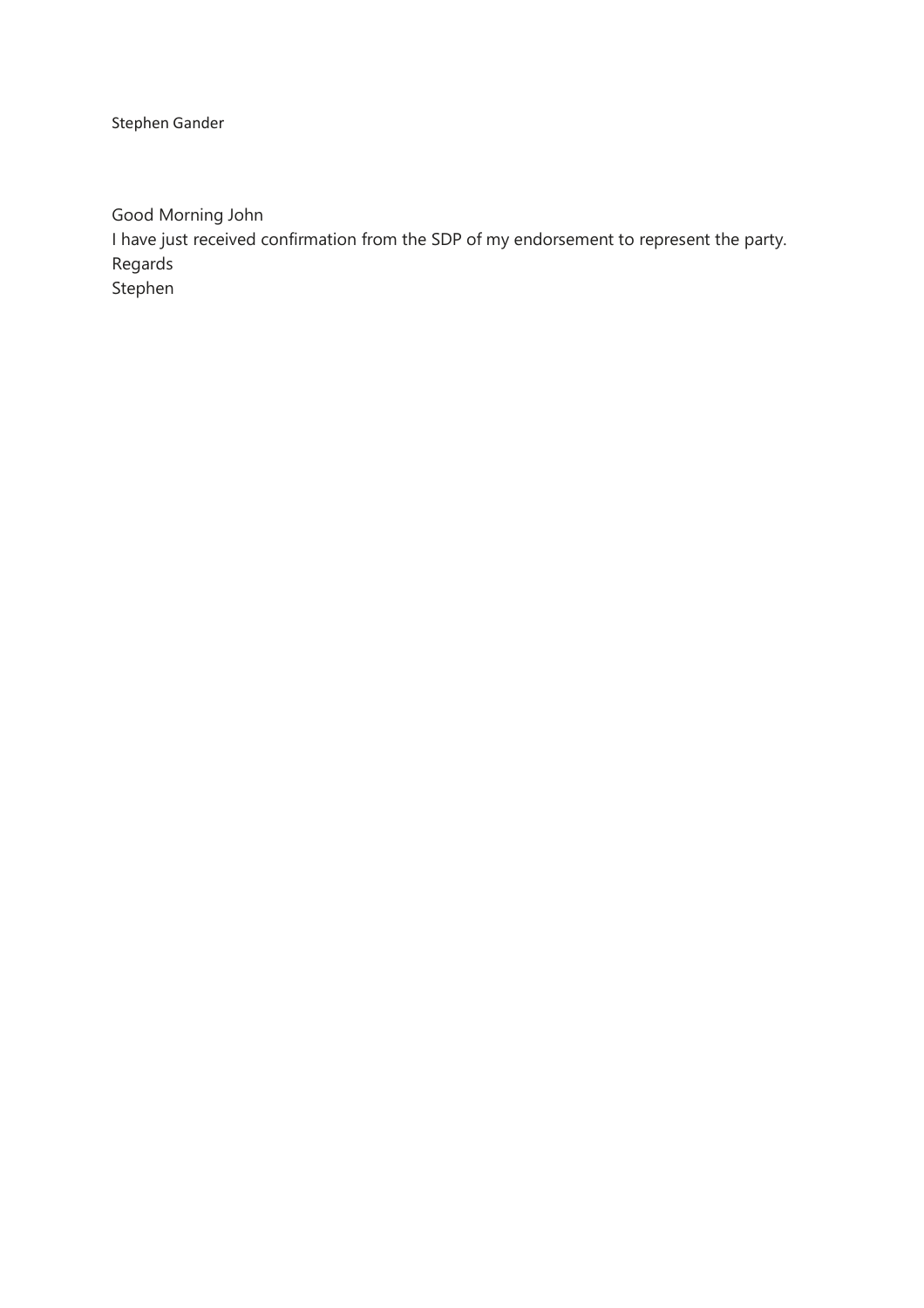Stephen Gander

Good Morning John
I have just received confirmation from the SDP of my endorsement to represent the party.
Regards
Stephen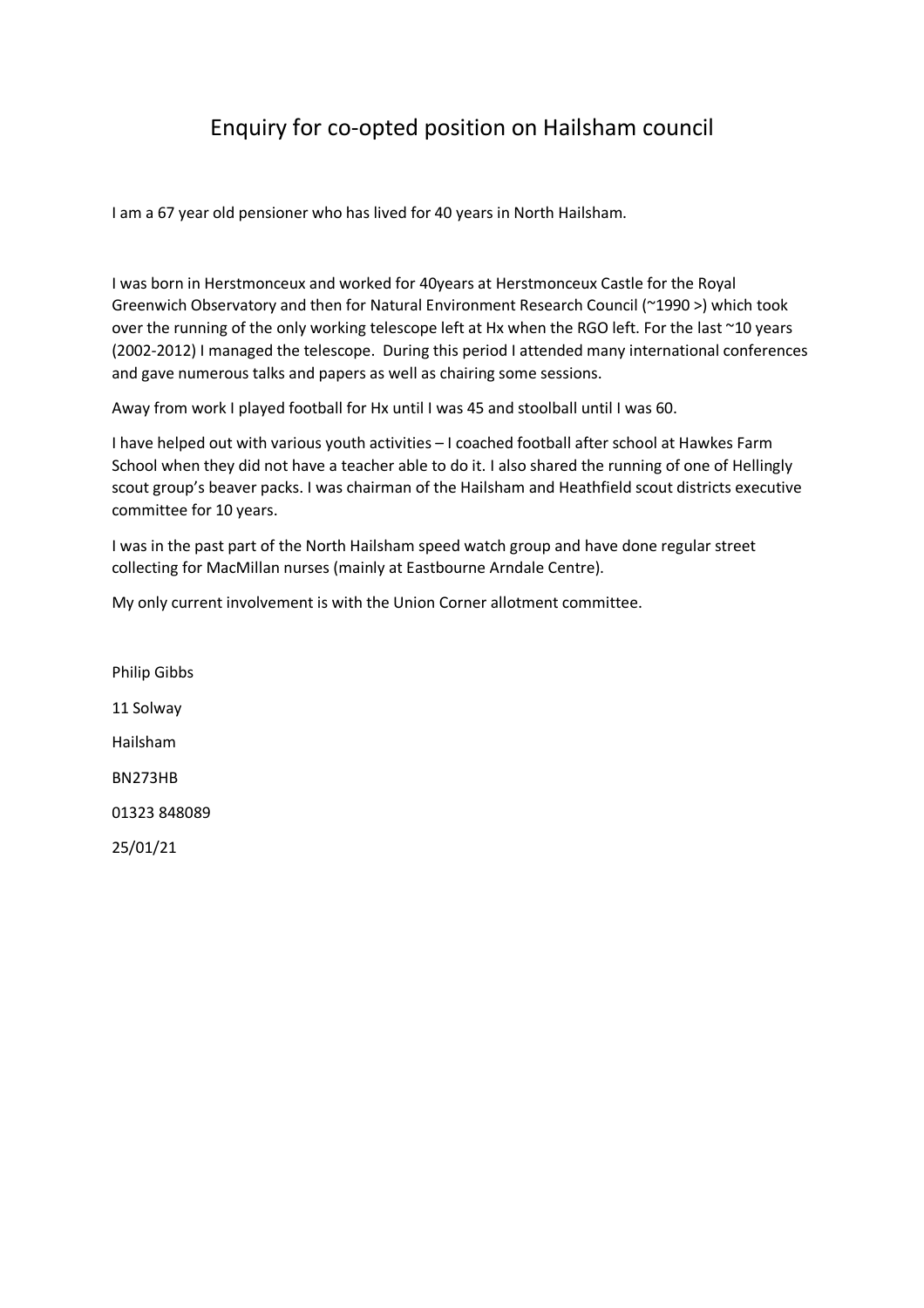# Enquiry for co-opted position on Hailsham council

I am a 67 year old pensioner who has lived for 40 years in North Hailsham.

I was born in Herstmonceux and worked for 40years at Herstmonceux Castle for the Royal Greenwich Observatory and then for Natural Environment Research Council (~1990 >) which took over the running of the only working telescope left at Hx when the RGO left. For the last ~10 years (2002-2012) I managed the telescope. During this period I attended many international conferences and gave numerous talks and papers as well as chairing some sessions.

Away from work I played football for Hx until I was 45 and stoolball until I was 60.

I have helped out with various youth activities – I coached football after school at Hawkes Farm School when they did not have a teacher able to do it. I also shared the running of one of Hellingly scout group's beaver packs. I was chairman of the Hailsham and Heathfield scout districts executive committee for 10 years.

I was in the past part of the North Hailsham speed watch group and have done regular street collecting for MacMillan nurses (mainly at Eastbourne Arndale Centre).

My only current involvement is with the Union Corner allotment committee.

Philip Gibbs

11 Solway

Hailsham

BN273HB

01323 848089

25/01/21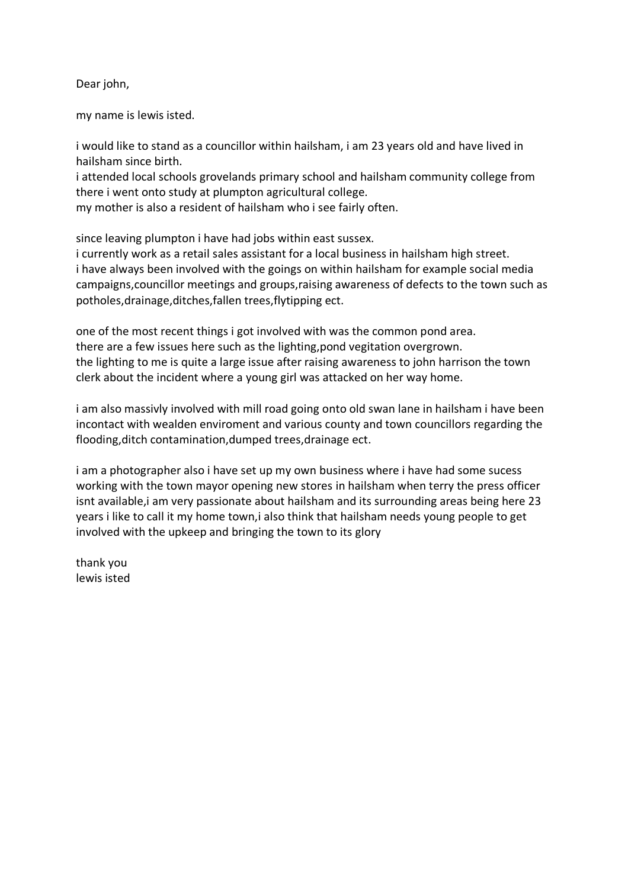Dear john,

my name is lewis isted.

i would like to stand as a councillor within hailsham, i am 23 years old and have lived in hailsham since birth.
i attended local schools grovelands primary school and hailsham community college from there i went onto study at plumpton agricultural college.
my mother is also a resident of hailsham who i see fairly often.

since leaving plumpton i have had jobs within east sussex.
i currently work as a retail sales assistant for a local business in hailsham high street.
i have always been involved with the goings on within hailsham for example social media campaigns,councillor meetings and groups,raising awareness of defects to the town such as potholes,drainage,ditches,fallen trees,flytipping ect.

one of the most recent things i got involved with was the common pond area.
there are a few issues here such as the lighting,pond vigitation overgrown.
the lighting to me is quite a large issue after raising awareness to john harrison the town clerk about the incident where a young girl was attacked on her way home.

i am also massivly involved with mill road going onto old swan lane in hailsham i have been incontact with wealden enviroment and various county and town councillors regarding the flooding,ditch contamination,dumped trees,drainage ect.

i am a photographer also i have set up my own business where i have had some sucess working with the town mayor opening new stores in hailsham when terry the press officer isnt available,i am very passionate about hailsham and its surrounding areas being here 23 years i like to call it my home town,i also think that hailsham needs young people to get involved with the upkeep and bringing the town to its glory

thank you
lewis isted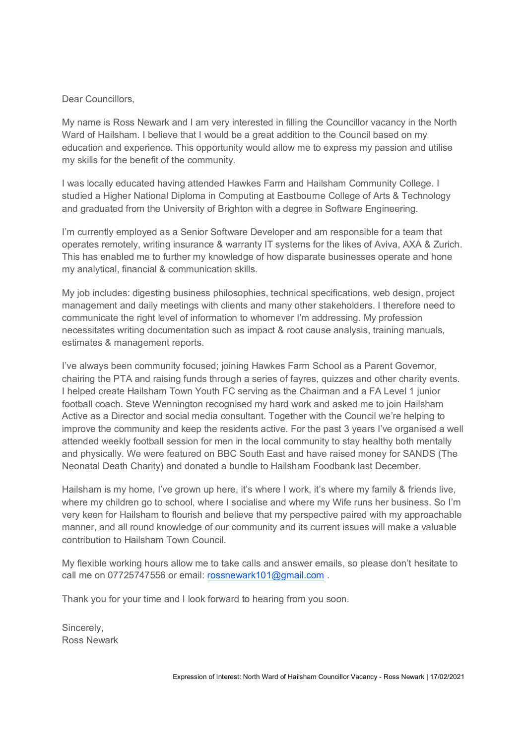Dear Councillors,

My name is Ross Newark and I am very interested in filling the Councillor vacancy in the North Ward of Hailsham. I believe that I would be a great addition to the Council based on my education and experience. This opportunity would allow me to express my passion and utilise my skills for the benefit of the community.

I was locally educated having attended Hawkes Farm and Hailsham Community College. I studied a Higher National Diploma in Computing at Eastbourne College of Arts & Technology and graduated from the University of Brighton with a degree in Software Engineering.

I'm currently employed as a Senior Software Developer and am responsible for a team that operates remotely, writing insurance & warranty IT systems for the likes of Aviva, AXA & Zurich. This has enabled me to further my knowledge of how disparate businesses operate and hone my analytical, financial & communication skills.

My job includes: digesting business philosophies, technical specifications, web design, project management and daily meetings with clients and many other stakeholders. I therefore need to communicate the right level of information to whomever I'm addressing. My profession necessitates writing documentation such as impact & root cause analysis, training manuals, estimates & management reports.

I've always been community focused; joining Hawkes Farm School as a Parent Governor, chairing the PTA and raising funds through a series of fayres, quizzes and other charity events. I helped create Hailsham Town Youth FC serving as the Chairman and a FA Level 1 junior football coach. Steve Wennington recognised my hard work and asked me to join Hailsham Active as a Director and social media consultant. Together with the Council we're helping to improve the community and keep the residents active. For the past 3 years I've organised a well attended weekly football session for men in the local community to stay healthy both mentally and physically. We were featured on BBC South East and have raised money for SANDS (The Neonatal Death Charity) and donated a bundle to Hailsham Foodbank last December.

Hailsham is my home, I've grown up here, it's where I work, it's where my family & friends live, where my children go to school, where I socialise and where my Wife runs her business. So I'm very keen for Hailsham to flourish and believe that my perspective paired with my approachable manner, and all round knowledge of our community and its current issues will make a valuable contribution to Hailsham Town Council.

My flexible working hours allow me to take calls and answer emails, so please don't hesitate to call me on 07725747556 or email: rossnewark101@gmail.com .

Thank you for your time and I look forward to hearing from you soon.

Sincerely,
Ross Newark

Expression of Interest: North Ward of Hailsham Councillor Vacancy - Ross Newark | 17/02/2021